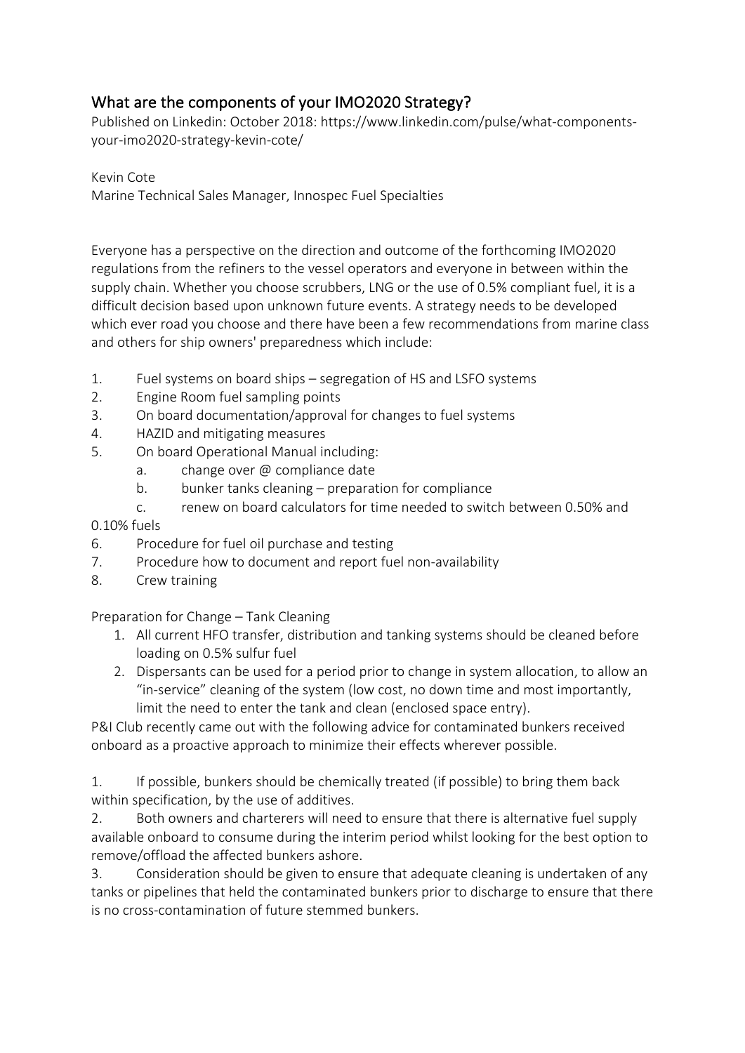# What are the components of your IMO2020 Strategy?

Published on Linkedin: October 2018: https://www.linkedin.com/pulse/what-components-your-imo2020-strategy-kevin-cote/

Kevin Cote
Marine Technical Sales Manager, Innospec Fuel Specialties

Everyone has a perspective on the direction and outcome of the forthcoming IMO2020 regulations from the refiners to the vessel operators and everyone in between within the supply chain. Whether you choose scrubbers, LNG or the use of 0.5% compliant fuel, it is a difficult decision based upon unknown future events. A strategy needs to be developed which ever road you choose and there have been a few recommendations from marine class and others for ship owners' preparedness which include:

1. Fuel systems on board ships – segregation of HS and LSFO systems
2. Engine Room fuel sampling points
3. On board documentation/approval for changes to fuel systems
4. HAZID and mitigating measures
5. On board Operational Manual including:
    a. change over @ compliance date
    b. bunker tanks cleaning – preparation for compliance
    c. renew on board calculators for time needed to switch between 0.50% and 0.10% fuels
6. Procedure for fuel oil purchase and testing
7. Procedure how to document and report fuel non-availability
8. Crew training

Preparation for Change – Tank Cleaning

1. All current HFO transfer, distribution and tanking systems should be cleaned before loading on 0.5% sulfur fuel
2. Dispersants can be used for a period prior to change in system allocation, to allow an "in-service" cleaning of the system (low cost, no down time and most importantly, limit the need to enter the tank and clean (enclosed space entry).

P&I Club recently came out with the following advice for contaminated bunkers received onboard as a proactive approach to minimize their effects wherever possible.

1. If possible, bunkers should be chemically treated (if possible) to bring them back within specification, by the use of additives.
2. Both owners and charterers will need to ensure that there is alternative fuel supply available onboard to consume during the interim period whilst looking for the best option to remove/offload the affected bunkers ashore.
3. Consideration should be given to ensure that adequate cleaning is undertaken of any tanks or pipelines that held the contaminated bunkers prior to discharge to ensure that there is no cross-contamination of future stemmed bunkers.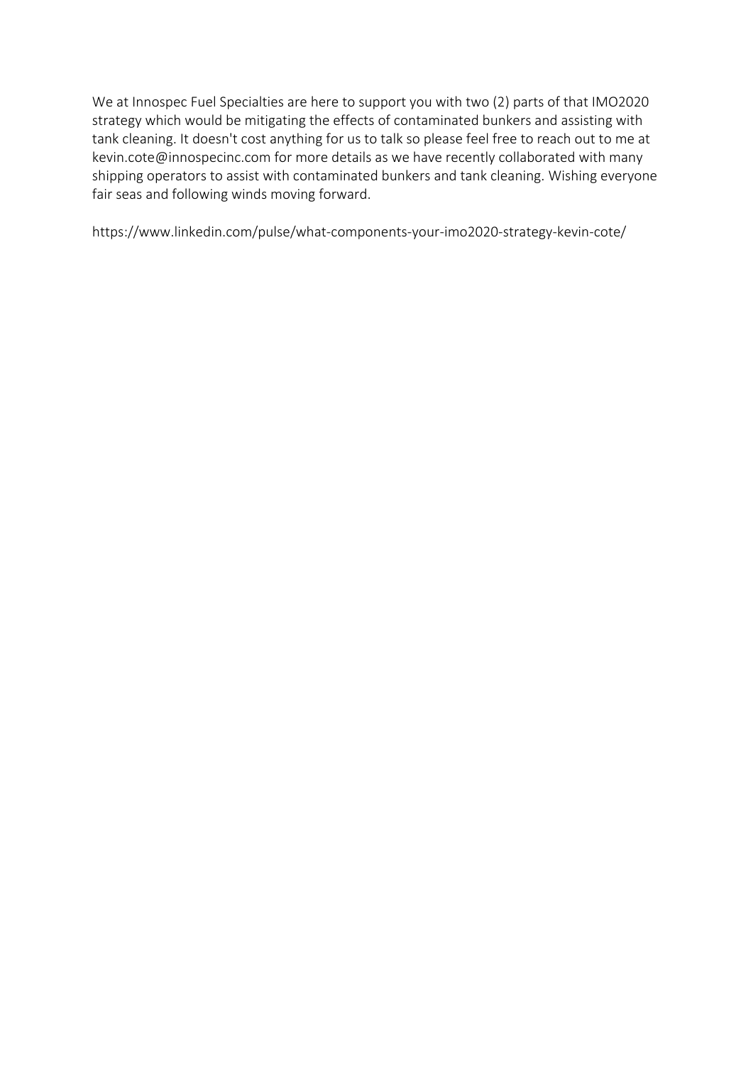We at Innospec Fuel Specialties are here to support you with two (2) parts of that IMO2020 strategy which would be mitigating the effects of contaminated bunkers and assisting with tank cleaning. It doesn't cost anything for us to talk so please feel free to reach out to me at kevin.cote@innospecinc.com for more details as we have recently collaborated with many shipping operators to assist with contaminated bunkers and tank cleaning. Wishing everyone fair seas and following winds moving forward.

https://www.linkedin.com/pulse/what-components-your-imo2020-strategy-kevin-cote/